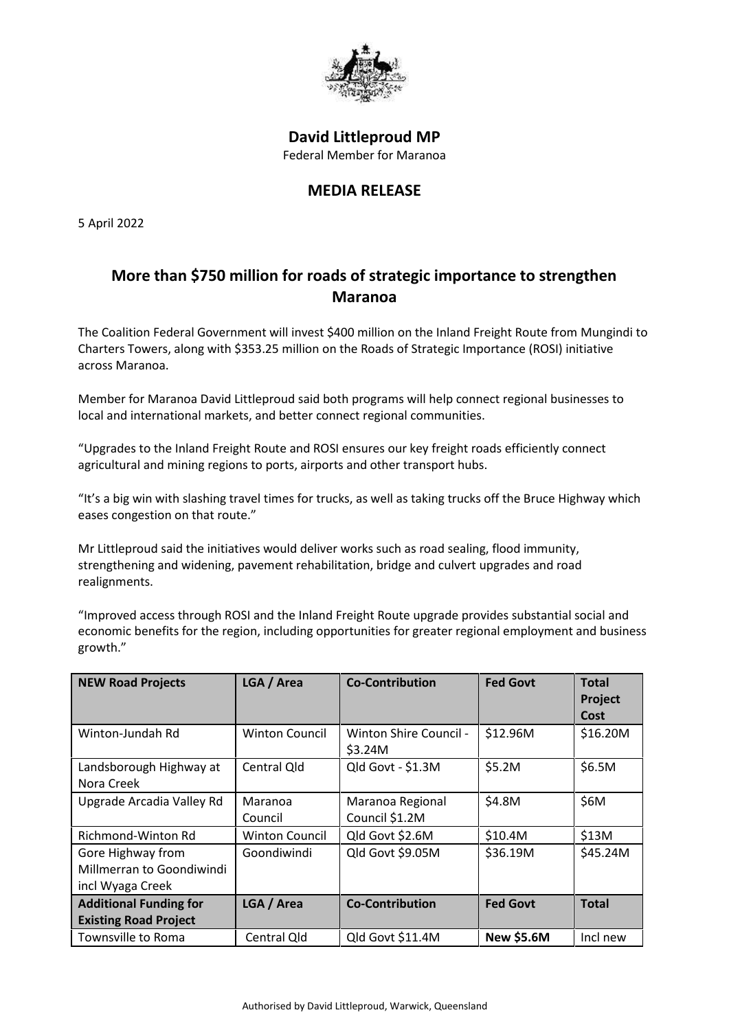**David Littleproud MP**

Federal Member for Maranoa

**MEDIA RELEASE**

5 April 2022

# More than $750 million for roads of strategic importance to strengthen Maranoa

The Coalition Federal Government will invest $400 million on the Inland Freight Route from Mungindi to Charters Towers, along with $353.25 million on the Roads of Strategic Importance (ROSI) initiative across Maranoa.

Member for Maranoa David Littleproud said both programs will help connect regional businesses to local and international markets, and better connect regional communities.

"Upgrades to the Inland Freight Route and ROSI ensures our key freight roads efficiently connect agricultural and mining regions to ports, airports and other transport hubs.

"It's a big win with slashing travel times for trucks, as well as taking trucks off the Bruce Highway which eases congestion on that route."

Mr Littleproud said the initiatives would deliver works such as road sealing, flood immunity, strengthening and widening, pavement rehabilitation, bridge and culvert upgrades and road realignments.

"Improved access through ROSI and the Inland Freight Route upgrade provides substantial social and economic benefits for the region, including opportunities for greater regional employment and business growth."

| **NEW Road Projects** | **LGA / Area** | **Co-Contribution** | **Fed Govt** | **Total Project Cost** |
|---|---|---|---|---|
| Winton-Jundah Rd | Winton Council | Winton Shire Council - $3.24M | $12.96M | $16.20M |
| Landsborough Highway at Nora Creek | Central Qld | Qld Govt - $1.3M | $5.2M | $6.5M |
| Upgrade Arcadia Valley Rd | Maranoa Council | Maranoa Regional Council $1.2M | $4.8M | $6M |
| Richmond-Winton Rd | Winton Council | Qld Govt $2.6M | $10.4M | $13M |
| Gore Highway from Millmerran to Goondiwindi incl Wyaga Creek | Goondiwindi | Qld Govt $9.05M | $36.19M | $45.24M |
| **Additional Funding for Existing Road Project** | **LGA / Area** | **Co-Contribution** | **Fed Govt** | **Total** |
| Townsville to Roma | Central Qld | Qld Govt $11.4M | **New $5.6M** | Incl new |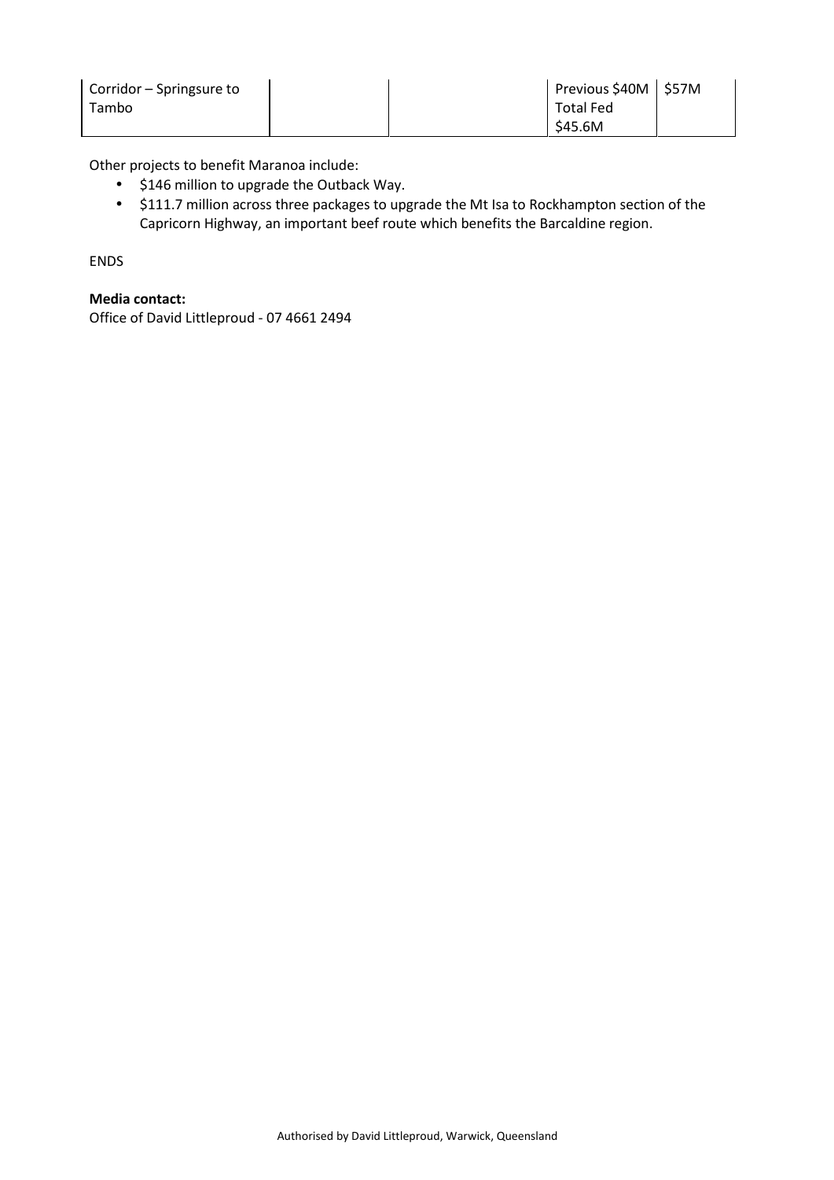| | | | | |
|---|---|---|---|---|
| Corridor – Springsure to Tambo | | | Previous $40M Total Fed $45.6M | $57M |

Other projects to benefit Maranoa include:

- $146 million to upgrade the Outback Way.
- $111.7 million across three packages to upgrade the Mt Isa to Rockhampton section of the Capricorn Highway, an important beef route which benefits the Barcaldine region.

ENDS

**Media contact:**
Office of David Littleproud - 07 4661 2494

Authorised by David Littleproud, Warwick, Queensland